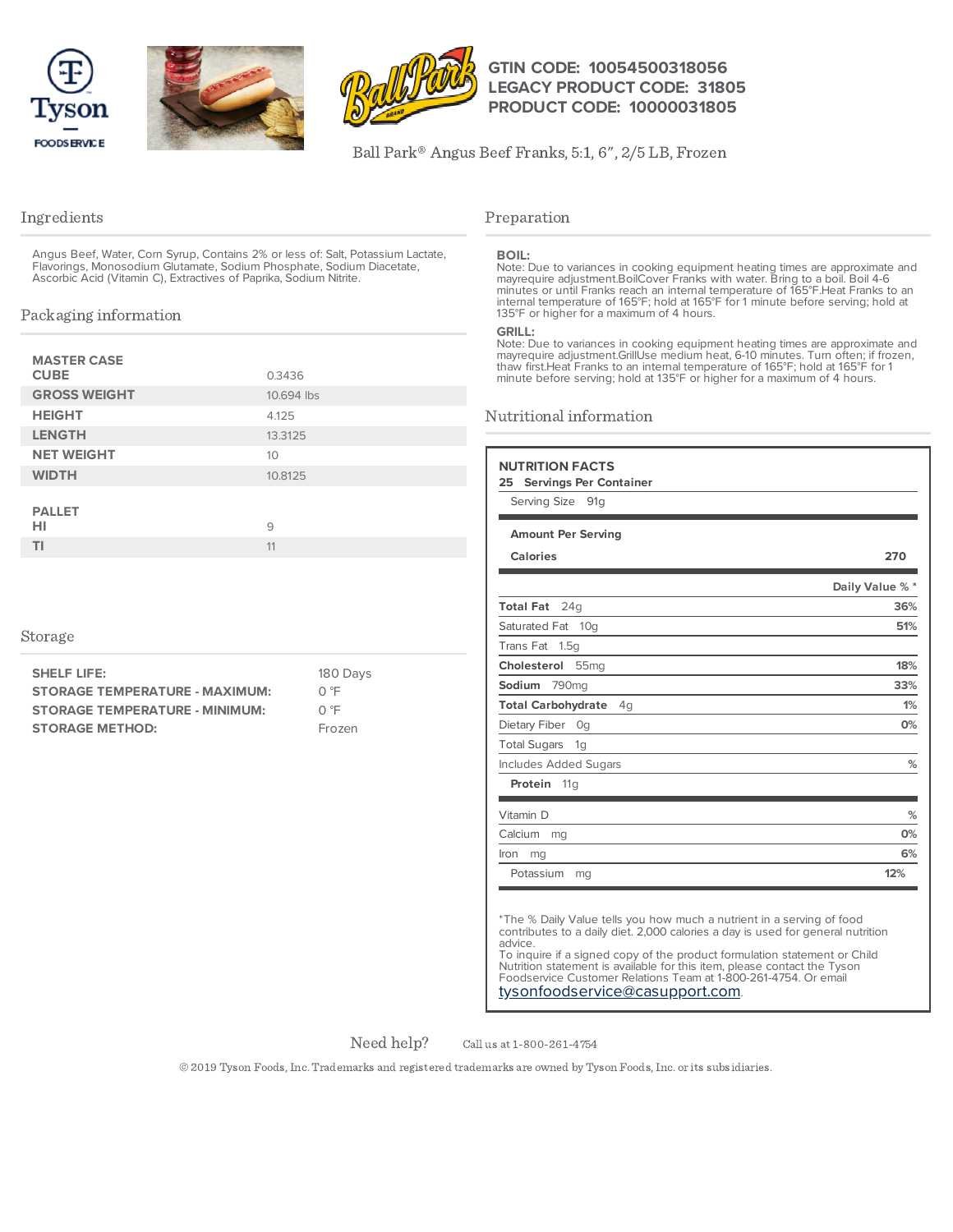GTIN CODE: 10054500318056
LEGACY PRODUCT CODE: 31805
PRODUCT CODE: 10000031805

Ball Park® Angus Beef Franks, 5:1, 6", 2/5 LB, Frozen

## Ingredients

Angus Beef, Water, Corn Syrup, Contains 2% or less of: Salt, Potassium Lactate, Flavorings, Monosodium Glutamate, Sodium Phosphate, Sodium Diacetate, Ascorbic Acid (Vitamin C), Extractives of Paprika, Sodium Nitrite.

## Packaging information

| MASTER CASE | |
|---|---|
| CUBE | 0.3436 |
| GROSS WEIGHT | 10.694 lbs |
| HEIGHT | 4.125 |
| LENGTH | 13.3125 |
| NET WEIGHT | 10 |
| WIDTH | 10.8125 |

| PALLET | |
|---|---|
| HI | 9 |
| TI | 11 |

## Storage

| | |
|---|---|
| SHELF LIFE: | 180 Days |
| STORAGE TEMPERATURE - MAXIMUM: | 0 °F |
| STORAGE TEMPERATURE - MINIMUM: | 0 °F |
| STORAGE METHOD: | Frozen |

## Preparation

**BOIL:**
Note: Due to variances in cooking equipment heating times are approximate and mayrequire adjustment.BoilCover Franks with water. Bring to a boil. Boil 4-6 minutes or until Franks reach an internal temperature of 165°F.Heat Franks to an internal temperature of 165°F; hold at 165°F for 1 minute before serving; hold at 135°F or higher for a maximum of 4 hours.

**GRILL:**
Note: Due to variances in cooking equipment heating times are approximate and mayrequire adjustment.GrillUse medium heat, 6-10 minutes. Turn often; if frozen, thaw first.Heat Franks to an internal temperature of 165°F; hold at 165°F for 1 minute before serving; hold at 135°F or higher for a maximum of 4 hours.

## Nutritional information

**NUTRITION FACTS**
25 Servings Per Container
Serving Size 91g

Amount Per Serving

| | |
|---|---|
| **Calories** | **270** |
| | **Daily Value % \*** |
| **Total Fat** 24g | **36%** |
| Saturated Fat 10g | **51%** |
| Trans Fat 1.5g | |
| **Cholesterol** 55mg | **18%** |
| **Sodium** 790mg | **33%** |
| **Total Carbohydrate** 4g | **1%** |
| Dietary Fiber 0g | **0%** |
| Total Sugars 1g | |
| Includes Added Sugars | **%** |
| **Protein** 11g | |
| Vitamin D | **%** |
| Calcium mg | **0%** |
| Iron mg | **6%** |
| Potassium mg | **12%** |

*The % Daily Value tells you how much a nutrient in a serving of food contributes to a daily diet. 2,000 calories a day is used for general nutrition advice.
To inquire if a signed copy of the product formulation statement or Child Nutrition statement is available for this item, please contact the Tyson Foodservice Customer Relations Team at 1-800-261-4754. Or email tysonfoodservice@casupport.com.

Need help? Call us at 1-800-261-4754

© 2019 Tyson Foods, Inc. Trademarks and registered trademarks are owned by Tyson Foods, Inc. or its subsidiaries.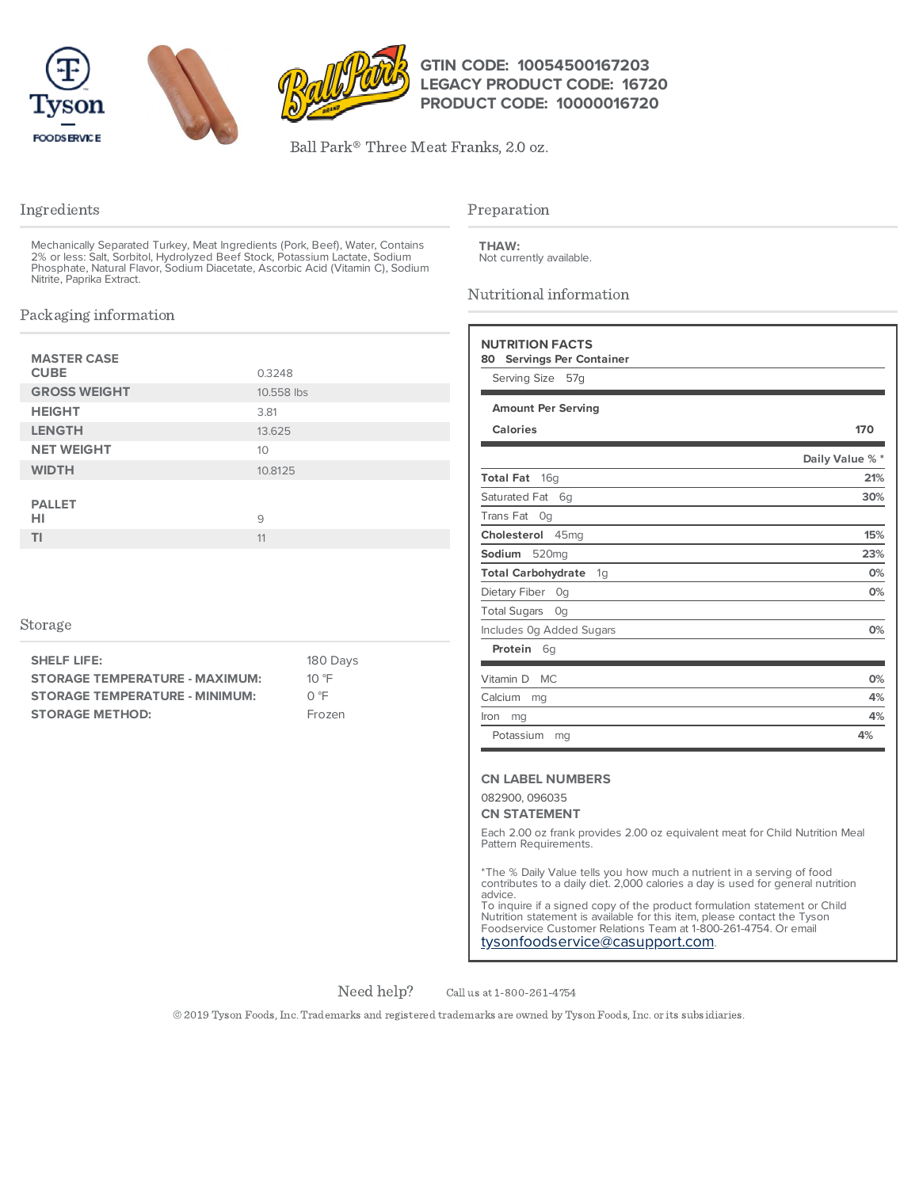Tyson FOODSERVICE

GTIN CODE: 10054500167203
LEGACY PRODUCT CODE: 16720
PRODUCT CODE: 10000016720

Ball Park® Three Meat Franks, 2.0 oz.

## Ingredients

Mechanically Separated Turkey, Meat Ingredients (Pork, Beef), Water, Contains 2% or less: Salt, Sorbitol, Hydrolyzed Beef Stock, Potassium Lactate, Sodium Phosphate, Natural Flavor, Sodium Diacetate, Ascorbic Acid (Vitamin C), Sodium Nitrite, Paprika Extract.

## Packaging information

| | |
|---|---|
| **MASTER CASE** | |
| **CUBE** | 0.3248 |
| **GROSS WEIGHT** | 10.558 lbs |
| **HEIGHT** | 3.81 |
| **LENGTH** | 13.625 |
| **NET WEIGHT** | 10 |
| **WIDTH** | 10.8125 |
| **PALLET** | |
| **HI** | 9 |
| **TI** | 11 |

## Storage

| | |
|---|---|
| **SHELF LIFE:** | 180 Days |
| **STORAGE TEMPERATURE - MAXIMUM:** | 10 °F |
| **STORAGE TEMPERATURE - MINIMUM:** | 0 °F |
| **STORAGE METHOD:** | Frozen |

## Preparation

**THAW:**
Not currently available.

## Nutritional information

**NUTRITION FACTS**
**80 Servings Per Container**
Serving Size 57g

**Amount Per Serving**

| | |
|---|---|
| **Calories** | **170** |
| | **Daily Value % \*** |
| **Total Fat** 16g | **21%** |
| Saturated Fat 6g | **30%** |
| Trans Fat 0g | |
| **Cholesterol** 45mg | **15%** |
| **Sodium** 520mg | **23%** |
| **Total Carbohydrate** 1g | **0%** |
| Dietary Fiber 0g | **0%** |
| Total Sugars 0g | |
| Includes 0g Added Sugars | **0%** |
| **Protein** 6g | |
| Vitamin D MC | **0%** |
| Calcium mg | **4%** |
| Iron mg | **4%** |
| Potassium mg | **4%** |

**CN LABEL NUMBERS**

082900, 096035

**CN STATEMENT**

Each 2.00 oz frank provides 2.00 oz equivalent meat for Child Nutrition Meal Pattern Requirements.

*The % Daily Value tells you how much a nutrient in a serving of food contributes to a daily diet. 2,000 calories a day is used for general nutrition advice.
To inquire if a signed copy of the product formulation statement or Child Nutrition statement is available for this item, please contact the Tyson Foodservice Customer Relations Team at 1-800-261-4754. Or email tysonfoodservice@casupport.com.

Need help? Call us at 1-800-261-4754

© 2019 Tyson Foods, Inc. Trademarks and registered trademarks are owned by Tyson Foods, Inc. or its subsidiaries.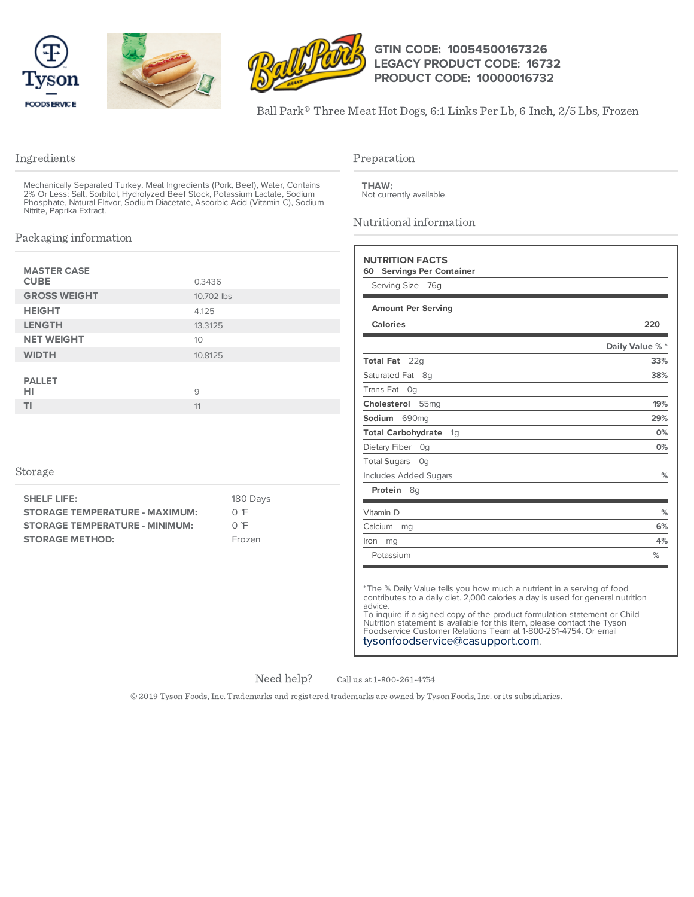GTIN CODE: 10054500167326
LEGACY PRODUCT CODE: 16732
PRODUCT CODE: 10000016732

Ball Park® Three Meat Hot Dogs, 6:1 Links Per Lb, 6 Inch, 2/5 Lbs, Frozen

## Ingredients

Mechanically Separated Turkey, Meat Ingredients (Pork, Beef), Water, Contains 2% Or Less: Salt, Sorbitol, Hydrolyzed Beef Stock, Potassium Lactate, Sodium Phosphate, Natural Flavor, Sodium Diacetate, Ascorbic Acid (Vitamin C), Sodium Nitrite, Paprika Extract.

## Packaging information

| | |
|---|---|
| **MASTER CASE** | |
| **CUBE** | 0.3436 |
| **GROSS WEIGHT** | 10.702 lbs |
| **HEIGHT** | 4.125 |
| **LENGTH** | 13.3125 |
| **NET WEIGHT** | 10 |
| **WIDTH** | 10.8125 |
| **PALLET** | |
| **HI** | 9 |
| **TI** | 11 |

## Storage

| | |
|---|---|
| **SHELF LIFE:** | 180 Days |
| **STORAGE TEMPERATURE - MAXIMUM:** | 0 °F |
| **STORAGE TEMPERATURE - MINIMUM:** | 0 °F |
| **STORAGE METHOD:** | Frozen |

## Preparation

**THAW:**
Not currently available.

## Nutritional information

**NUTRITION FACTS**
**60 Servings Per Container**
Serving Size 76g

**Amount Per Serving**

| | |
|---|---|
| **Calories** | **220** |
| | **Daily Value % \*** |
| **Total Fat** 22g | **33%** |
| Saturated Fat 8g | **38%** |
| Trans Fat 0g | |
| **Cholesterol** 55mg | **19%** |
| **Sodium** 690mg | **29%** |
| **Total Carbohydrate** 1g | **0%** |
| Dietary Fiber 0g | **0%** |
| Total Sugars 0g | |
| Includes Added Sugars | **%** |
| **Protein** 8g | |
| Vitamin D | **%** |
| Calcium mg | **6%** |
| Iron mg | **4%** |
| Potassium | **%** |

\*The % Daily Value tells you how much a nutrient in a serving of food contributes to a daily diet. 2,000 calories a day is used for general nutrition advice.
To inquire if a signed copy of the product formulation statement or Child Nutrition statement is available for this item, please contact the Tyson Foodservice Customer Relations Team at 1-800-261-4754. Or email tysonfoodservice@casupport.com.

Need help? Call us at 1-800-261-4754

© 2019 Tyson Foods, Inc. Trademarks and registered trademarks are owned by Tyson Foods, Inc. or its subsidiaries.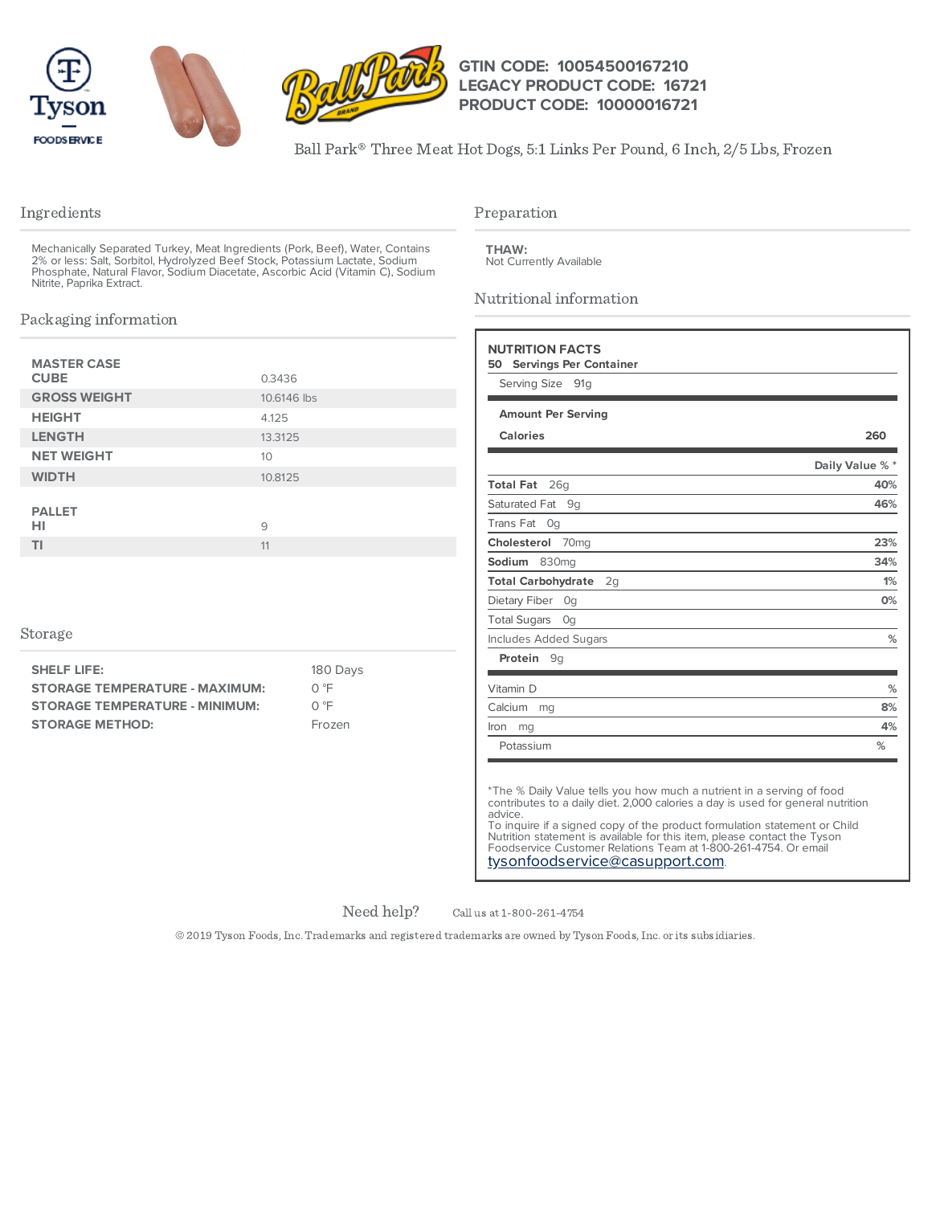GTIN CODE: 10054500167210
LEGACY PRODUCT CODE: 16721
PRODUCT CODE: 10000016721

Ball Park® Three Meat Hot Dogs, 5:1 Links Per Pound, 6 Inch, 2/5 Lbs, Frozen

## Ingredients

Mechanically Separated Turkey, Meat Ingredients (Pork, Beef), Water, Contains 2% or less: Salt, Sorbitol, Hydrolyzed Beef Stock, Potassium Lactate, Sodium Phosphate, Natural Flavor, Sodium Diacetate, Ascorbic Acid (Vitamin C), Sodium Nitrite, Paprika Extract.

## Packaging information

| | |
|---|---|
| **MASTER CASE** | |
| **CUBE** | 0.3436 |
| **GROSS WEIGHT** | 10.6146 lbs |
| **HEIGHT** | 4.125 |
| **LENGTH** | 13.3125 |
| **NET WEIGHT** | 10 |
| **WIDTH** | 10.8125 |
| **PALLET** | |
| **HI** | 9 |
| **TI** | 11 |

## Storage

| | |
|---|---|
| **SHELF LIFE:** | 180 Days |
| **STORAGE TEMPERATURE - MAXIMUM:** | 0 °F |
| **STORAGE TEMPERATURE - MINIMUM:** | 0 °F |
| **STORAGE METHOD:** | Frozen |

## Preparation

**THAW:**
Not Currently Available

## Nutritional information

**NUTRITION FACTS**
**50 Servings Per Container**

Serving Size 91g

**Amount Per Serving**

| | |
|---|---|
| **Calories** | **260** |
| | **Daily Value % *** |
| **Total Fat** 26g | **40%** |
| Saturated Fat 9g | **46%** |
| Trans Fat 0g | |
| **Cholesterol** 70mg | **23%** |
| **Sodium** 830mg | **34%** |
| **Total Carbohydrate** 2g | **1%** |
| Dietary Fiber 0g | **0%** |
| Total Sugars 0g | |
| Includes Added Sugars | **%** |
| **Protein** 9g | |
| Vitamin D | **%** |
| Calcium mg | **8%** |
| Iron mg | **4%** |
| Potassium | **%** |

*The % Daily Value tells you how much a nutrient in a serving of food contributes to a daily diet. 2,000 calories a day is used for general nutrition advice.
To inquire if a signed copy of the product formulation statement or Child Nutrition statement is available for this item, please contact the Tyson Foodservice Customer Relations Team at 1-800-261-4754. Or email tysonfoodservice@casupport.com.

Need help? Call us at 1-800-261-4754

© 2019 Tyson Foods, Inc. Trademarks and registered trademarks are owned by Tyson Foods, Inc. or its subsidiaries.